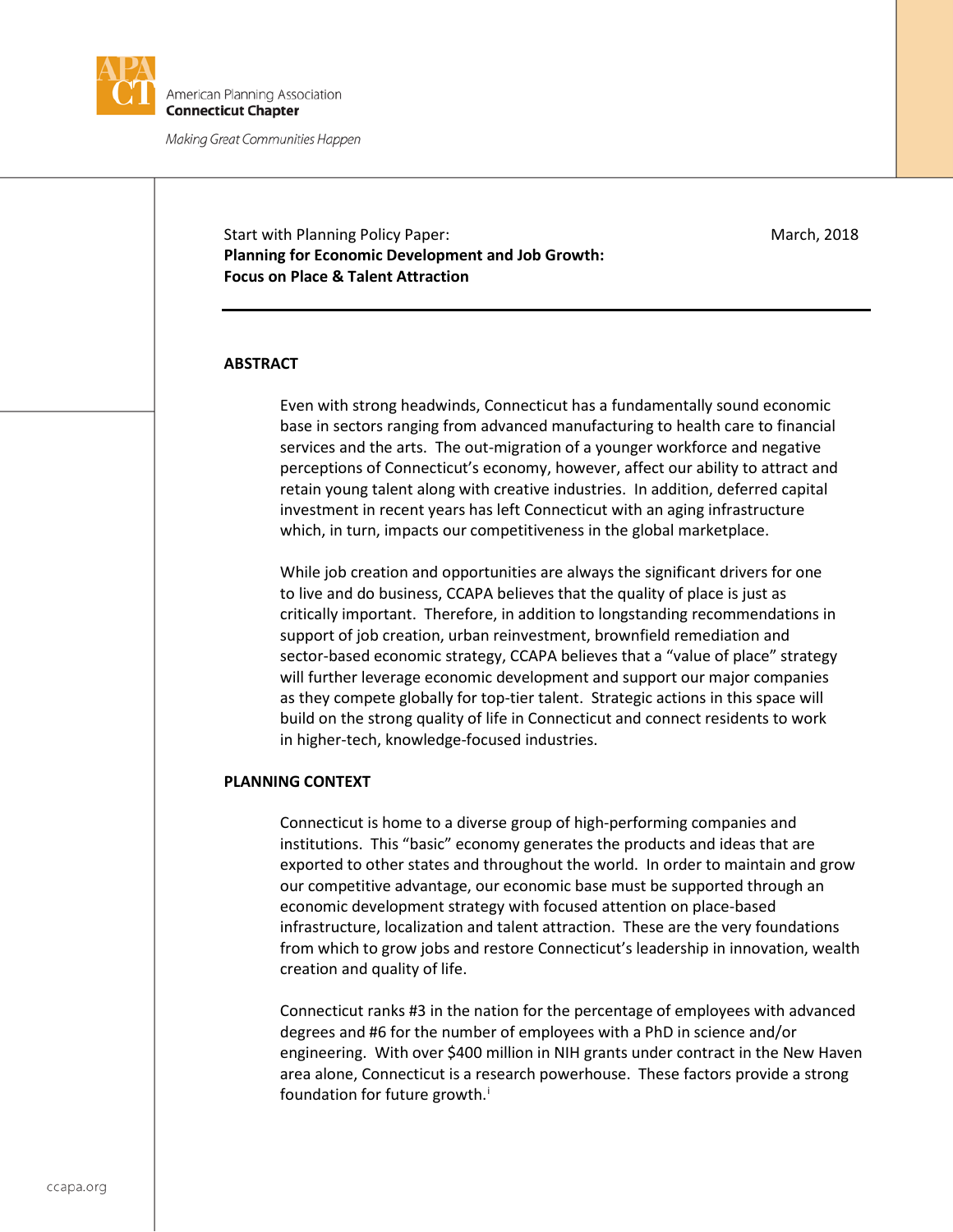American Planning Association
**Connecticut Chapter**

*Making Great Communities Happen*

Start with Planning Policy Paper:
**Planning for Economic Development and Job Growth:**
**Focus on Place & Talent Attraction**

March, 2018

## ABSTRACT

Even with strong headwinds, Connecticut has a fundamentally sound economic base in sectors ranging from advanced manufacturing to health care to financial services and the arts. The out-migration of a younger workforce and negative perceptions of Connecticut's economy, however, affect our ability to attract and retain young talent along with creative industries. In addition, deferred capital investment in recent years has left Connecticut with an aging infrastructure which, in turn, impacts our competitiveness in the global marketplace.

While job creation and opportunities are always the significant drivers for one to live and do business, CCAPA believes that the quality of place is just as critically important. Therefore, in addition to longstanding recommendations in support of job creation, urban reinvestment, brownfield remediation and sector-based economic strategy, CCAPA believes that a "value of place" strategy will further leverage economic development and support our major companies as they compete globally for top-tier talent. Strategic actions in this space will build on the strong quality of life in Connecticut and connect residents to work in higher-tech, knowledge-focused industries.

## PLANNING CONTEXT

Connecticut is home to a diverse group of high-performing companies and institutions. This "basic" economy generates the products and ideas that are exported to other states and throughout the world. In order to maintain and grow our competitive advantage, our economic base must be supported through an economic development strategy with focused attention on place-based infrastructure, localization and talent attraction. These are the very foundations from which to grow jobs and restore Connecticut's leadership in innovation, wealth creation and quality of life.

Connecticut ranks #3 in the nation for the percentage of employees with advanced degrees and #6 for the number of employees with a PhD in science and/or engineering. With over $400 million in NIH grants under contract in the New Haven area alone, Connecticut is a research powerhouse. These factors provide a strong foundation for future growth.[i]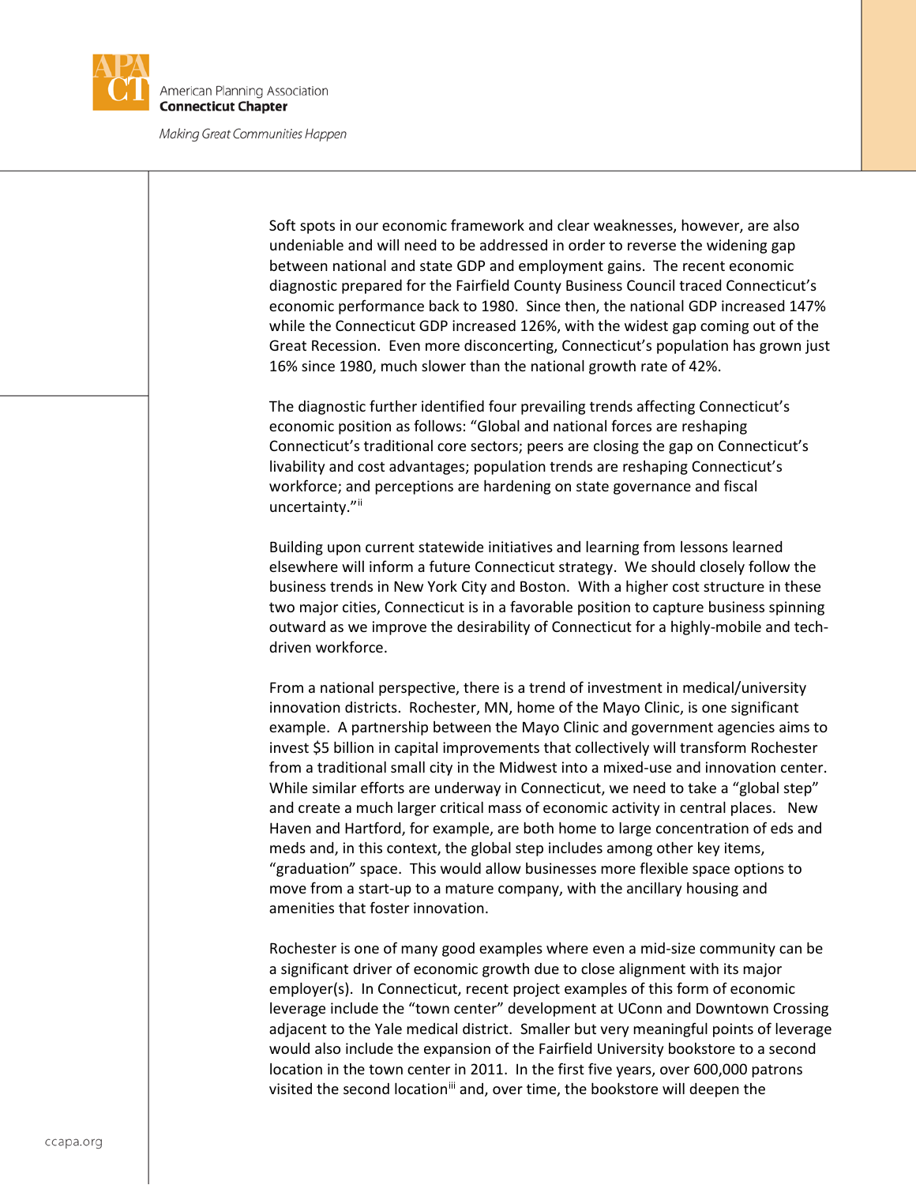Soft spots in our economic framework and clear weaknesses, however, are also undeniable and will need to be addressed in order to reverse the widening gap between national and state GDP and employment gains. The recent economic diagnostic prepared for the Fairfield County Business Council traced Connecticut's economic performance back to 1980. Since then, the national GDP increased 147% while the Connecticut GDP increased 126%, with the widest gap coming out of the Great Recession. Even more disconcerting, Connecticut's population has grown just 16% since 1980, much slower than the national growth rate of 42%.

The diagnostic further identified four prevailing trends affecting Connecticut's economic position as follows: "Global and national forces are reshaping Connecticut's traditional core sectors; peers are closing the gap on Connecticut's livability and cost advantages; population trends are reshaping Connecticut's workforce; and perceptions are hardening on state governance and fiscal uncertainty."[ii]

Building upon current statewide initiatives and learning from lessons learned elsewhere will inform a future Connecticut strategy. We should closely follow the business trends in New York City and Boston. With a higher cost structure in these two major cities, Connecticut is in a favorable position to capture business spinning outward as we improve the desirability of Connecticut for a highly-mobile and tech-driven workforce.

From a national perspective, there is a trend of investment in medical/university innovation districts. Rochester, MN, home of the Mayo Clinic, is one significant example. A partnership between the Mayo Clinic and government agencies aims to invest $5 billion in capital improvements that collectively will transform Rochester from a traditional small city in the Midwest into a mixed-use and innovation center. While similar efforts are underway in Connecticut, we need to take a "global step" and create a much larger critical mass of economic activity in central places. New Haven and Hartford, for example, are both home to large concentration of eds and meds and, in this context, the global step includes among other key items, "graduation" space. This would allow businesses more flexible space options to move from a start-up to a mature company, with the ancillary housing and amenities that foster innovation.

Rochester is one of many good examples where even a mid-size community can be a significant driver of economic growth due to close alignment with its major employer(s). In Connecticut, recent project examples of this form of economic leverage include the "town center" development at UConn and Downtown Crossing adjacent to the Yale medical district. Smaller but very meaningful points of leverage would also include the expansion of the Fairfield University bookstore to a second location in the town center in 2011. In the first five years, over 600,000 patrons visited the second location[iii] and, over time, the bookstore will deepen the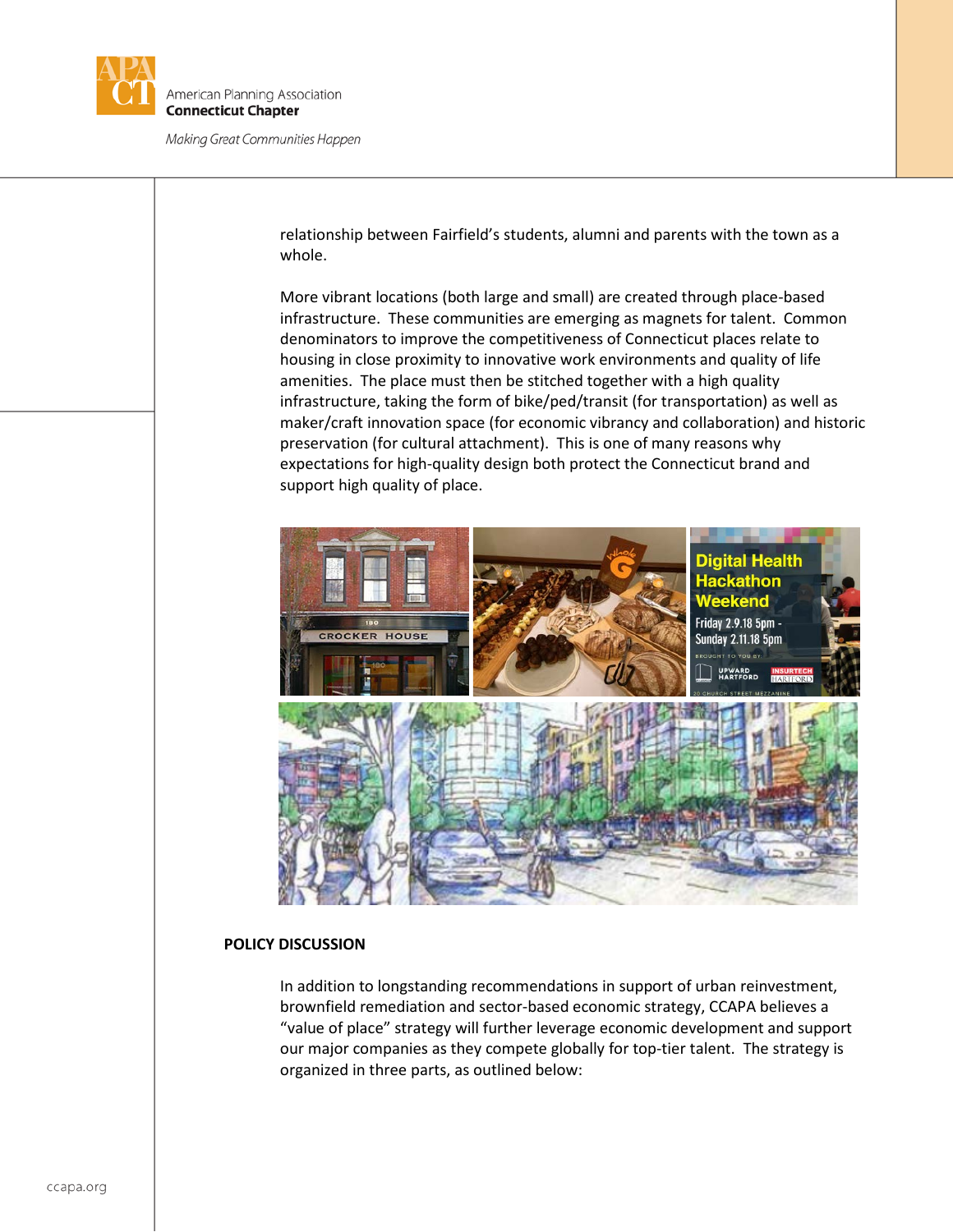relationship between Fairfield's students, alumni and parents with the town as a whole.

More vibrant locations (both large and small) are created through place-based infrastructure. These communities are emerging as magnets for talent. Common denominators to improve the competitiveness of Connecticut places relate to housing in close proximity to innovative work environments and quality of life amenities. The place must then be stitched together with a high quality infrastructure, taking the form of bike/ped/transit (for transportation) as well as maker/craft innovation space (for economic vibrancy and collaboration) and historic preservation (for cultural attachment). This is one of many reasons why expectations for high-quality design both protect the Connecticut brand and support high quality of place.

## POLICY DISCUSSION

In addition to longstanding recommendations in support of urban reinvestment, brownfield remediation and sector-based economic strategy, CCAPA believes a "value of place" strategy will further leverage economic development and support our major companies as they compete globally for top-tier talent. The strategy is organized in three parts, as outlined below: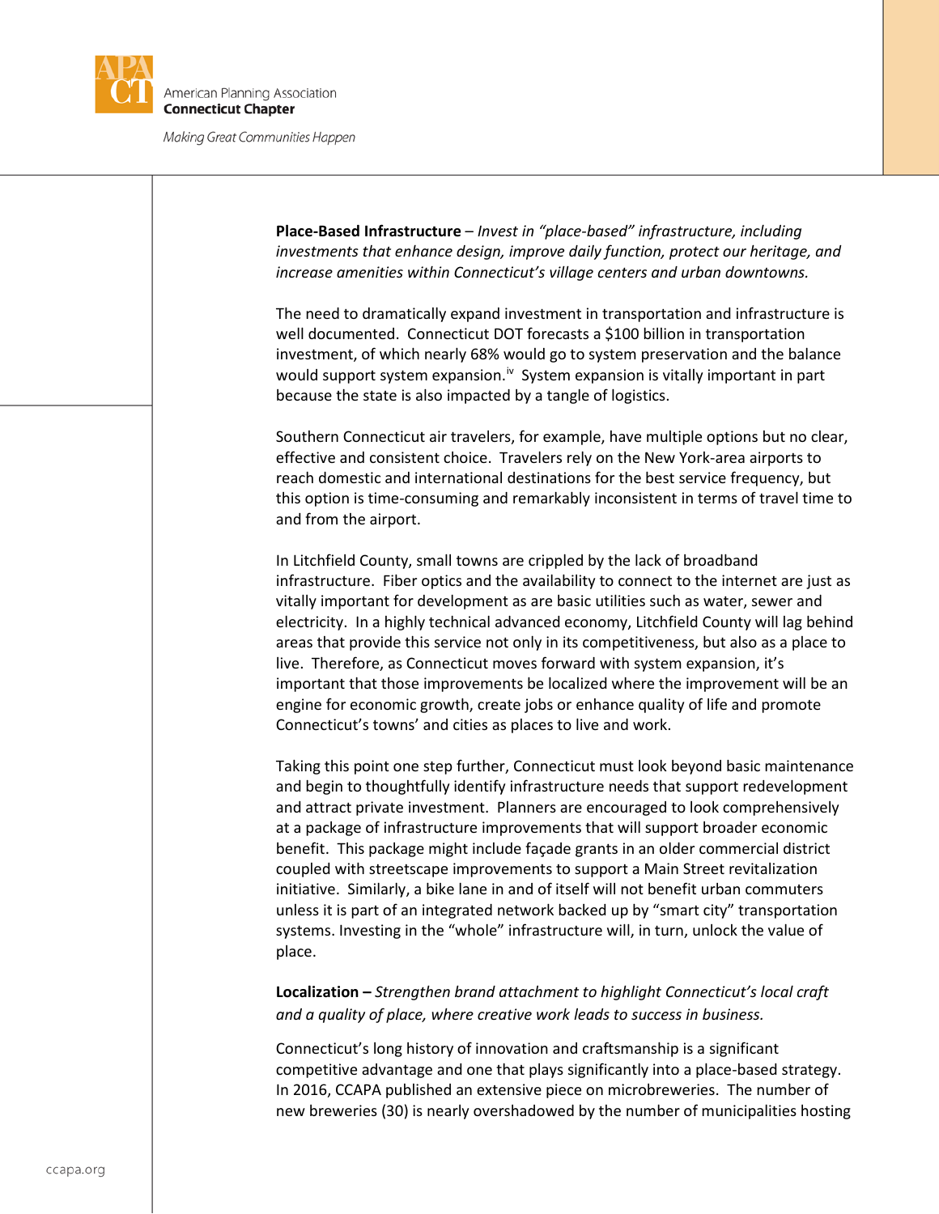**Place-Based Infrastructure** – *Invest in “place-based” infrastructure, including investments that enhance design, improve daily function, protect our heritage, and increase amenities within Connecticut’s village centers and urban downtowns.*

The need to dramatically expand investment in transportation and infrastructure is well documented. Connecticut DOT forecasts a $100 billion in transportation investment, of which nearly 68% would go to system preservation and the balance would support system expansion.[iv] System expansion is vitally important in part because the state is also impacted by a tangle of logistics.

Southern Connecticut air travelers, for example, have multiple options but no clear, effective and consistent choice. Travelers rely on the New York-area airports to reach domestic and international destinations for the best service frequency, but this option is time-consuming and remarkably inconsistent in terms of travel time to and from the airport.

In Litchfield County, small towns are crippled by the lack of broadband infrastructure. Fiber optics and the availability to connect to the internet are just as vitally important for development as are basic utilities such as water, sewer and electricity. In a highly technical advanced economy, Litchfield County will lag behind areas that provide this service not only in its competitiveness, but also as a place to live. Therefore, as Connecticut moves forward with system expansion, it’s important that those improvements be localized where the improvement will be an engine for economic growth, create jobs or enhance quality of life and promote Connecticut’s towns’ and cities as places to live and work.

Taking this point one step further, Connecticut must look beyond basic maintenance and begin to thoughtfully identify infrastructure needs that support redevelopment and attract private investment. Planners are encouraged to look comprehensively at a package of infrastructure improvements that will support broader economic benefit. This package might include façade grants in an older commercial district coupled with streetscape improvements to support a Main Street revitalization initiative. Similarly, a bike lane in and of itself will not benefit urban commuters unless it is part of an integrated network backed up by “smart city” transportation systems. Investing in the “whole” infrastructure will, in turn, unlock the value of place.

**Localization –** *Strengthen brand attachment to highlight Connecticut’s local craft and a quality of place, where creative work leads to success in business.*

Connecticut’s long history of innovation and craftsmanship is a significant competitive advantage and one that plays significantly into a place-based strategy. In 2016, CCAPA published an extensive piece on microbreweries. The number of new breweries (30) is nearly overshadowed by the number of municipalities hosting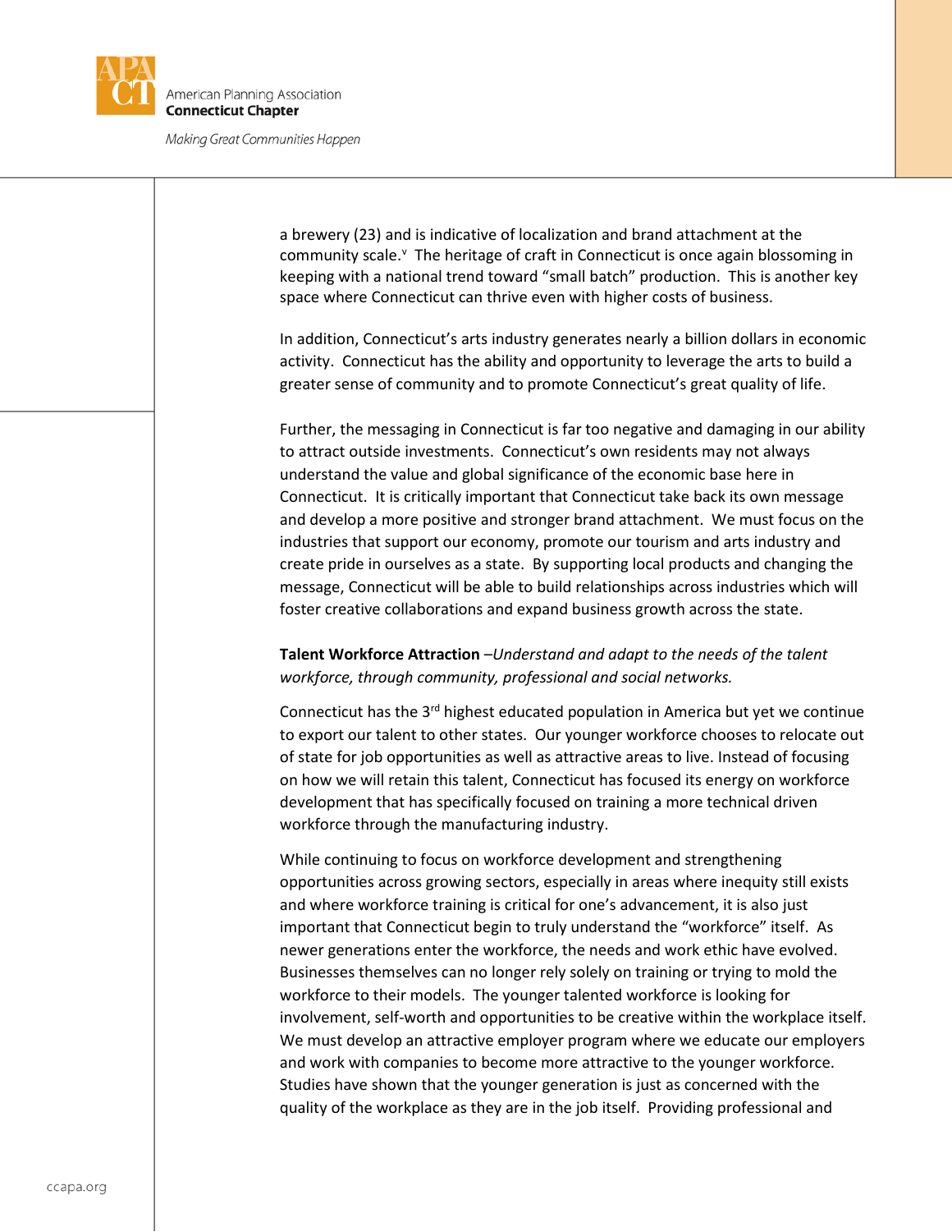a brewery (23) and is indicative of localization and brand attachment at the community scale.[v] The heritage of craft in Connecticut is once again blossoming in keeping with a national trend toward "small batch" production. This is another key space where Connecticut can thrive even with higher costs of business.

In addition, Connecticut's arts industry generates nearly a billion dollars in economic activity. Connecticut has the ability and opportunity to leverage the arts to build a greater sense of community and to promote Connecticut's great quality of life.

Further, the messaging in Connecticut is far too negative and damaging in our ability to attract outside investments. Connecticut's own residents may not always understand the value and global significance of the economic base here in Connecticut. It is critically important that Connecticut take back its own message and develop a more positive and stronger brand attachment. We must focus on the industries that support our economy, promote our tourism and arts industry and create pride in ourselves as a state. By supporting local products and changing the message, Connecticut will be able to build relationships across industries which will foster creative collaborations and expand business growth across the state.

**Talent Workforce Attraction** –*Understand and adapt to the needs of the talent workforce, through community, professional and social networks.*

Connecticut has the 3rd highest educated population in America but yet we continue to export our talent to other states. Our younger workforce chooses to relocate out of state for job opportunities as well as attractive areas to live. Instead of focusing on how we will retain this talent, Connecticut has focused its energy on workforce development that has specifically focused on training a more technical driven workforce through the manufacturing industry.

While continuing to focus on workforce development and strengthening opportunities across growing sectors, especially in areas where inequity still exists and where workforce training is critical for one's advancement, it is also just important that Connecticut begin to truly understand the "workforce" itself. As newer generations enter the workforce, the needs and work ethic have evolved. Businesses themselves can no longer rely solely on training or trying to mold the workforce to their models. The younger talented workforce is looking for involvement, self-worth and opportunities to be creative within the workplace itself. We must develop an attractive employer program where we educate our employers and work with companies to become more attractive to the younger workforce. Studies have shown that the younger generation is just as concerned with the quality of the workplace as they are in the job itself. Providing professional and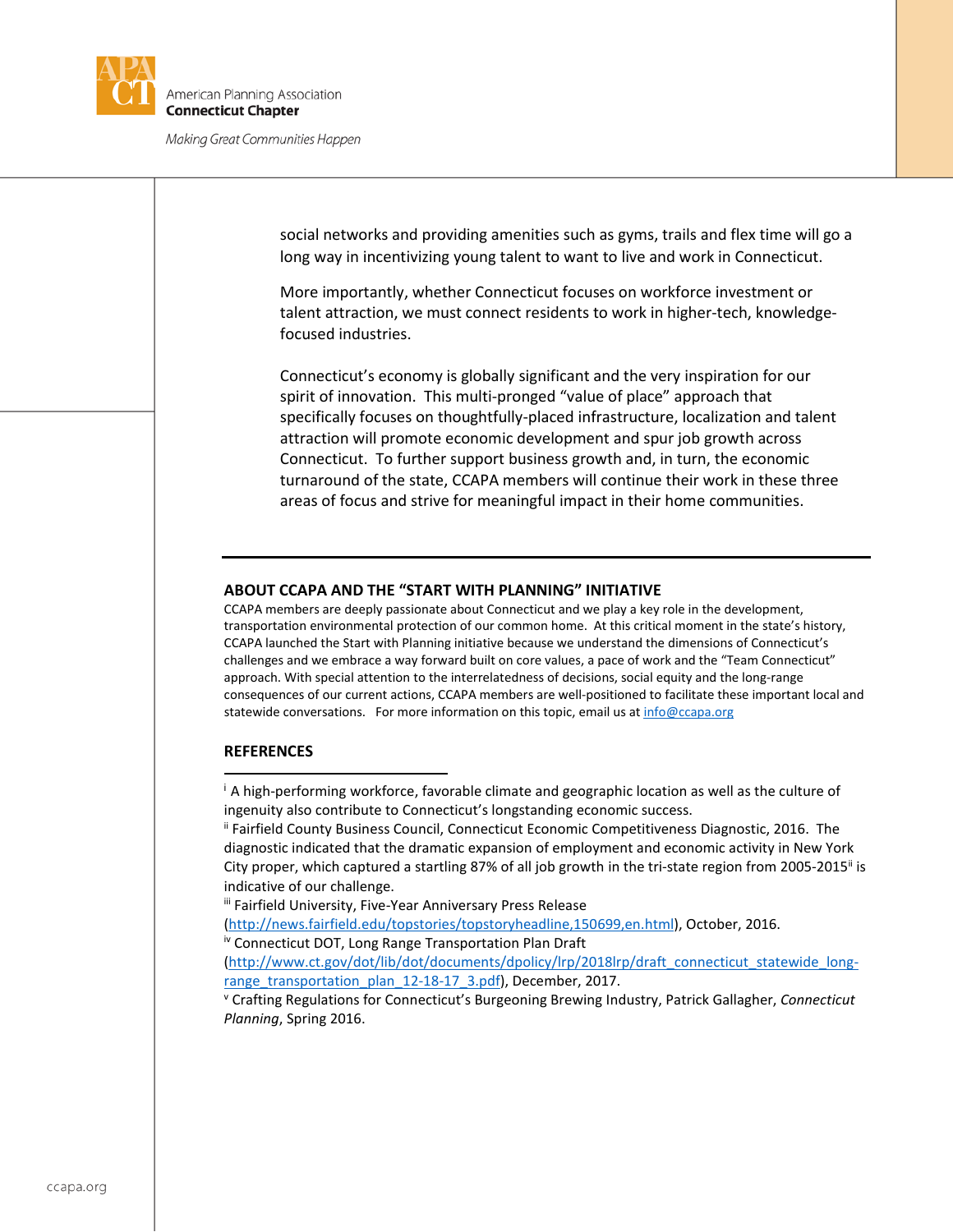social networks and providing amenities such as gyms, trails and flex time will go a long way in incentivizing young talent to want to live and work in Connecticut.

More importantly, whether Connecticut focuses on workforce investment or talent attraction, we must connect residents to work in higher-tech, knowledge-focused industries.

Connecticut's economy is globally significant and the very inspiration for our spirit of innovation. This multi-pronged "value of place" approach that specifically focuses on thoughtfully-placed infrastructure, localization and talent attraction will promote economic development and spur job growth across Connecticut. To further support business growth and, in turn, the economic turnaround of the state, CCAPA members will continue their work in these three areas of focus and strive for meaningful impact in their home communities.

---

## ABOUT CCAPA AND THE "START WITH PLANNING" INITIATIVE

CCAPA members are deeply passionate about Connecticut and we play a key role in the development, transportation environmental protection of our common home. At this critical moment in the state's history, CCAPA launched the Start with Planning initiative because we understand the dimensions of Connecticut's challenges and we embrace a way forward built on core values, a pace of work and the "Team Connecticut" approach. With special attention to the interrelatedness of decisions, social equity and the long-range consequences of our current actions, CCAPA members are well-positioned to facilitate these important local and statewide conversations. For more information on this topic, email us at info@ccapa.org

## REFERENCES

[i] A high-performing workforce, favorable climate and geographic location as well as the culture of ingenuity also contribute to Connecticut's longstanding economic success.

[ii] Fairfield County Business Council, Connecticut Economic Competitiveness Diagnostic, 2016. The diagnostic indicated that the dramatic expansion of employment and economic activity in New York City proper, which captured a startling 87% of all job growth in the tri-state region from 2005-2015[ii] is indicative of our challenge.

[iii] Fairfield University, Five-Year Anniversary Press Release (http://news.fairfield.edu/topstories/topstoryheadline,150699,en.html), October, 2016.

[iv] Connecticut DOT, Long Range Transportation Plan Draft (http://www.ct.gov/dot/lib/dot/documents/dpolicy/lrp/2018lrp/draft_connecticut_statewide_long-range_transportation_plan_12-18-17_3.pdf), December, 2017.

[v] Crafting Regulations for Connecticut's Burgeoning Brewing Industry, Patrick Gallagher, *Connecticut Planning*, Spring 2016.